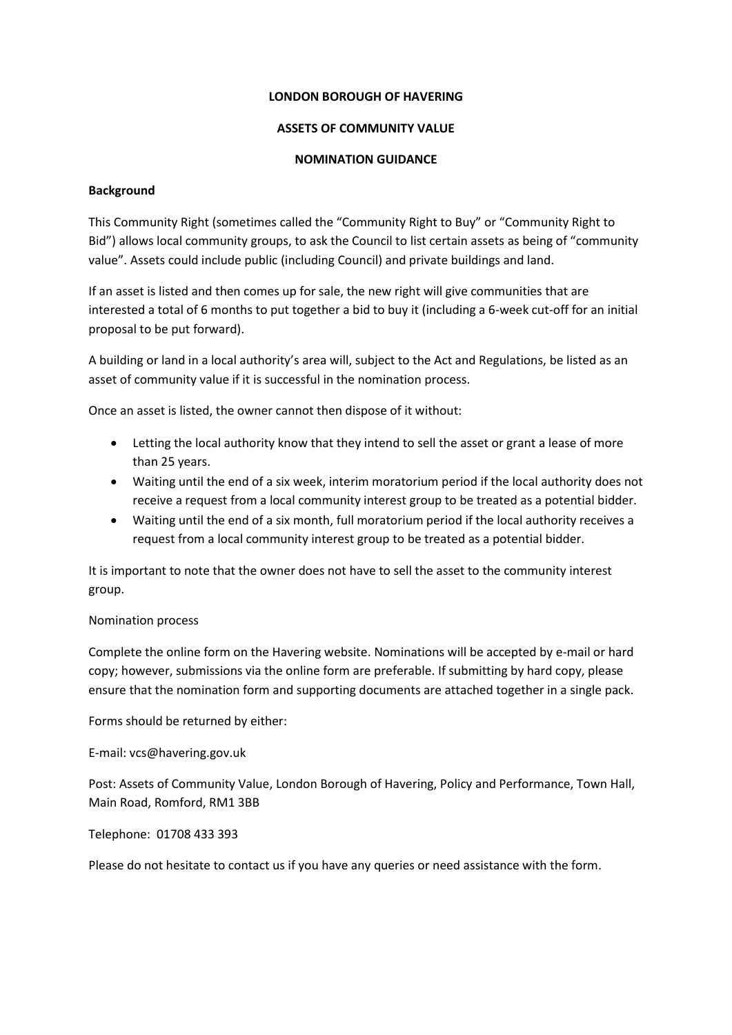**LONDON BOROUGH OF HAVERING**

**ASSETS OF COMMUNITY VALUE**

**NOMINATION GUIDANCE**

**Background**

This Community Right (sometimes called the "Community Right to Buy" or "Community Right to Bid") allows local community groups, to ask the Council to list certain assets as being of "community value". Assets could include public (including Council) and private buildings and land.

If an asset is listed and then comes up for sale, the new right will give communities that are interested a total of 6 months to put together a bid to buy it (including a 6-week cut-off for an initial proposal to be put forward).

A building or land in a local authority's area will, subject to the Act and Regulations, be listed as an asset of community value if it is successful in the nomination process.

Once an asset is listed, the owner cannot then dispose of it without:

- Letting the local authority know that they intend to sell the asset or grant a lease of more than 25 years.
- Waiting until the end of a six week, interim moratorium period if the local authority does not receive a request from a local community interest group to be treated as a potential bidder.
- Waiting until the end of a six month, full moratorium period if the local authority receives a request from a local community interest group to be treated as a potential bidder.

It is important to note that the owner does not have to sell the asset to the community interest group.

Nomination process

Complete the online form on the Havering website. Nominations will be accepted by e-mail or hard copy; however, submissions via the online form are preferable. If submitting by hard copy, please ensure that the nomination form and supporting documents are attached together in a single pack.

Forms should be returned by either:

E-mail: vcs@havering.gov.uk

Post: Assets of Community Value, London Borough of Havering, Policy and Performance, Town Hall, Main Road, Romford, RM1 3BB

Telephone: 01708 433 393

Please do not hesitate to contact us if you have any queries or need assistance with the form.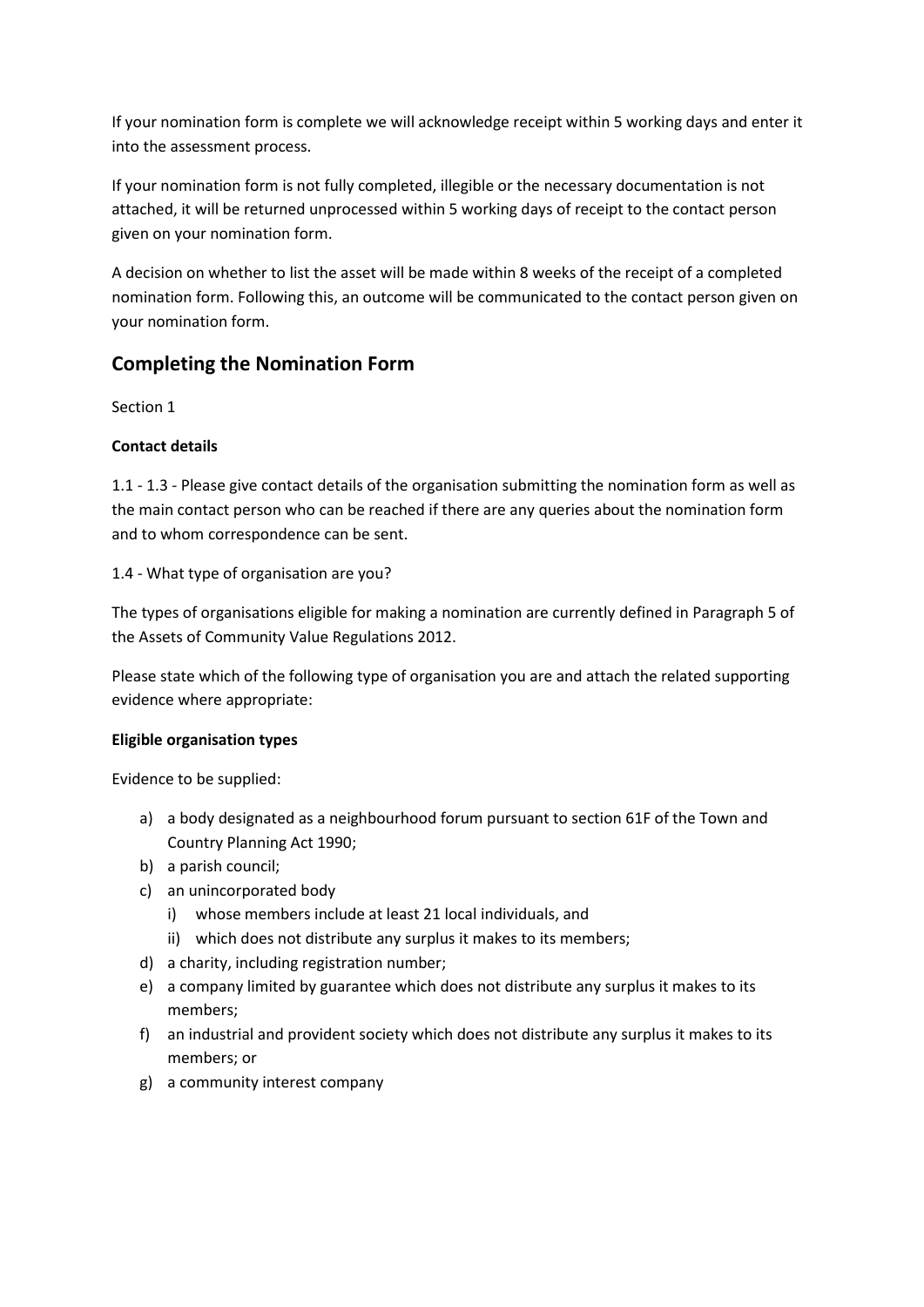If your nomination form is complete we will acknowledge receipt within 5 working days and enter it into the assessment process.

If your nomination form is not fully completed, illegible or the necessary documentation is not attached, it will be returned unprocessed within 5 working days of receipt to the contact person given on your nomination form.

A decision on whether to list the asset will be made within 8 weeks of the receipt of a completed nomination form. Following this, an outcome will be communicated to the contact person given on your nomination form.

## Completing the Nomination Form

Section 1

**Contact details**

1.1 - 1.3 - Please give contact details of the organisation submitting the nomination form as well as the main contact person who can be reached if there are any queries about the nomination form and to whom correspondence can be sent.

1.4 - What type of organisation are you?

The types of organisations eligible for making a nomination are currently defined in Paragraph 5 of the Assets of Community Value Regulations 2012.

Please state which of the following type of organisation you are and attach the related supporting evidence where appropriate:

**Eligible organisation types**

Evidence to be supplied:

a) a body designated as a neighbourhood forum pursuant to section 61F of the Town and Country Planning Act 1990;
b) a parish council;
c) an unincorporated body
   i) whose members include at least 21 local individuals, and
   ii) which does not distribute any surplus it makes to its members;
d) a charity, including registration number;
e) a company limited by guarantee which does not distribute any surplus it makes to its members;
f) an industrial and provident society which does not distribute any surplus it makes to its members; or
g) a community interest company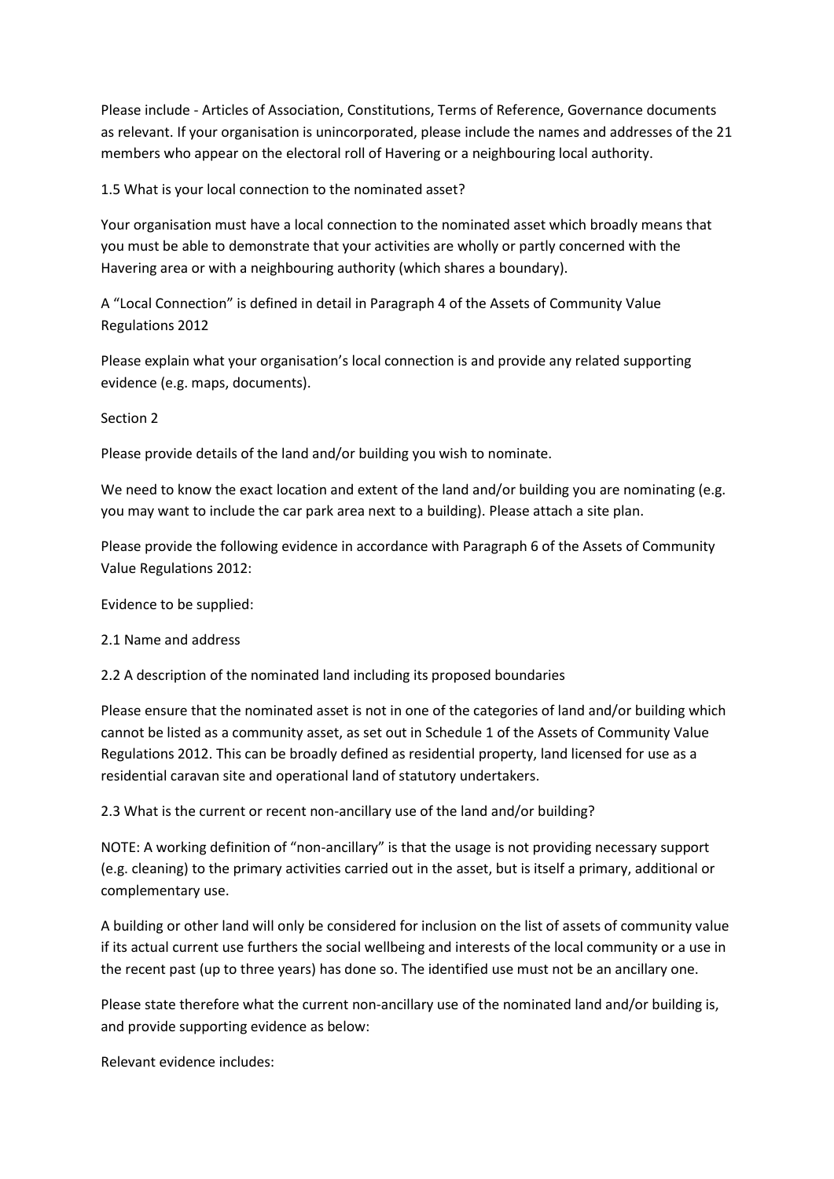Please include - Articles of Association, Constitutions, Terms of Reference, Governance documents as relevant. If your organisation is unincorporated, please include the names and addresses of the 21 members who appear on the electoral roll of Havering or a neighbouring local authority.

1.5 What is your local connection to the nominated asset?

Your organisation must have a local connection to the nominated asset which broadly means that you must be able to demonstrate that your activities are wholly or partly concerned with the Havering area or with a neighbouring authority (which shares a boundary).

A "Local Connection" is defined in detail in Paragraph 4 of the Assets of Community Value Regulations 2012

Please explain what your organisation's local connection is and provide any related supporting evidence (e.g. maps, documents).

Section 2

Please provide details of the land and/or building you wish to nominate.

We need to know the exact location and extent of the land and/or building you are nominating (e.g. you may want to include the car park area next to a building). Please attach a site plan.

Please provide the following evidence in accordance with Paragraph 6 of the Assets of Community Value Regulations 2012:

Evidence to be supplied:

2.1 Name and address

2.2 A description of the nominated land including its proposed boundaries

Please ensure that the nominated asset is not in one of the categories of land and/or building which cannot be listed as a community asset, as set out in Schedule 1 of the Assets of Community Value Regulations 2012. This can be broadly defined as residential property, land licensed for use as a residential caravan site and operational land of statutory undertakers.

2.3 What is the current or recent non-ancillary use of the land and/or building?

NOTE: A working definition of "non-ancillary" is that the usage is not providing necessary support (e.g. cleaning) to the primary activities carried out in the asset, but is itself a primary, additional or complementary use.

A building or other land will only be considered for inclusion on the list of assets of community value if its actual current use furthers the social wellbeing and interests of the local community or a use in the recent past (up to three years) has done so. The identified use must not be an ancillary one.

Please state therefore what the current non-ancillary use of the nominated land and/or building is, and provide supporting evidence as below:

Relevant evidence includes: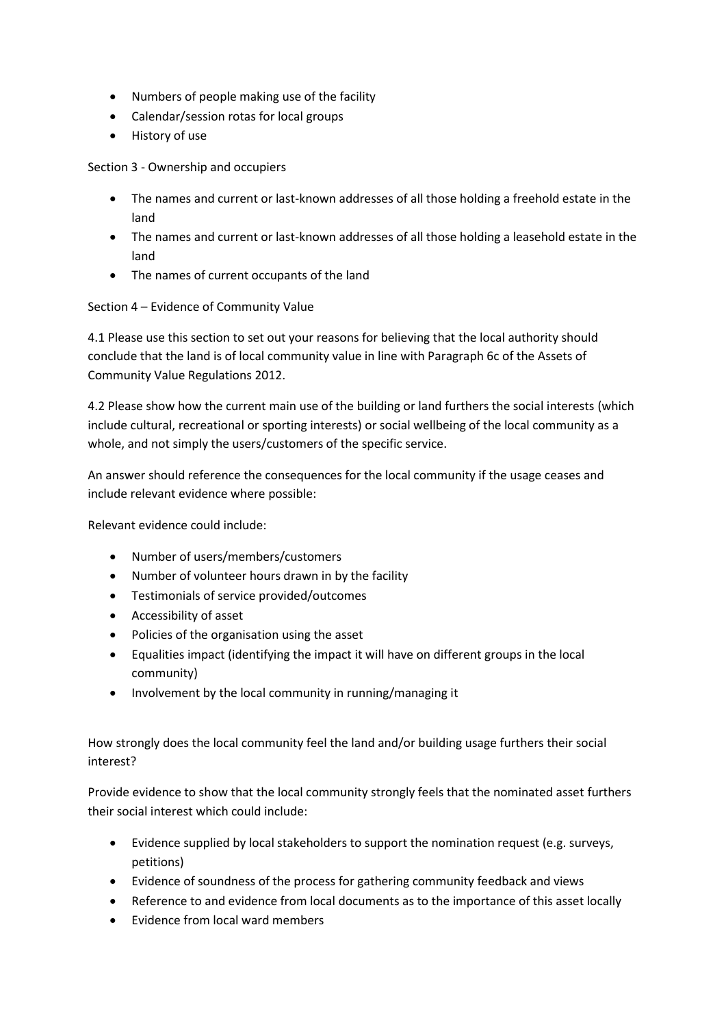- Numbers of people making use of the facility
- Calendar/session rotas for local groups
- History of use

Section 3 - Ownership and occupiers

- The names and current or last-known addresses of all those holding a freehold estate in the land
- The names and current or last-known addresses of all those holding a leasehold estate in the land
- The names of current occupants of the land

Section 4 – Evidence of Community Value

4.1 Please use this section to set out your reasons for believing that the local authority should conclude that the land is of local community value in line with Paragraph 6c of the Assets of Community Value Regulations 2012.

4.2 Please show how the current main use of the building or land furthers the social interests (which include cultural, recreational or sporting interests) or social wellbeing of the local community as a whole, and not simply the users/customers of the specific service.

An answer should reference the consequences for the local community if the usage ceases and include relevant evidence where possible:

Relevant evidence could include:

- Number of users/members/customers
- Number of volunteer hours drawn in by the facility
- Testimonials of service provided/outcomes
- Accessibility of asset
- Policies of the organisation using the asset
- Equalities impact (identifying the impact it will have on different groups in the local community)
- Involvement by the local community in running/managing it

How strongly does the local community feel the land and/or building usage furthers their social interest?

Provide evidence to show that the local community strongly feels that the nominated asset furthers their social interest which could include:

- Evidence supplied by local stakeholders to support the nomination request (e.g. surveys, petitions)
- Evidence of soundness of the process for gathering community feedback and views
- Reference to and evidence from local documents as to the importance of this asset locally
- Evidence from local ward members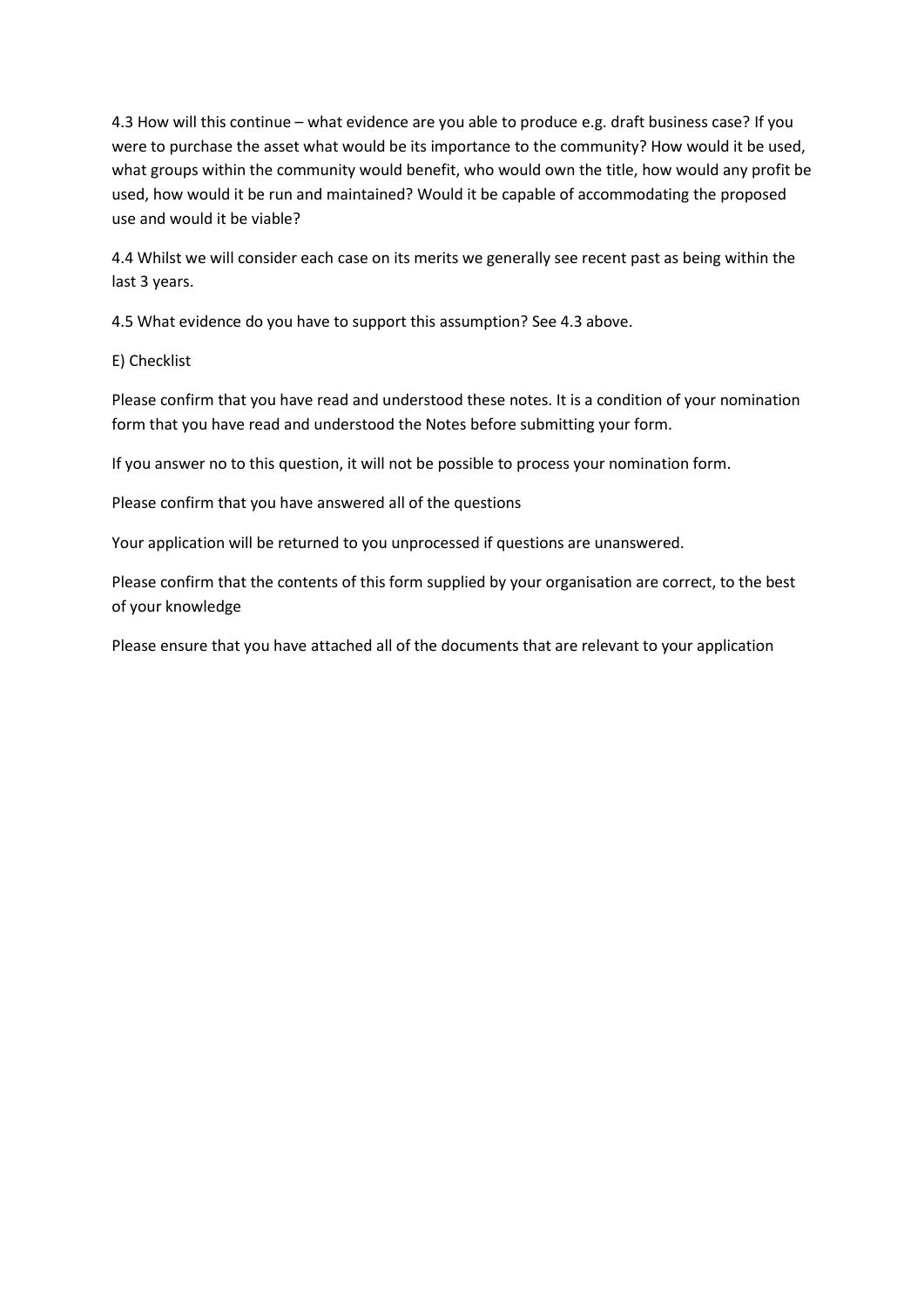4.3 How will this continue – what evidence are you able to produce e.g. draft business case? If you were to purchase the asset what would be its importance to the community? How would it be used, what groups within the community would benefit, who would own the title, how would any profit be used, how would it be run and maintained? Would it be capable of accommodating the proposed use and would it be viable?

4.4 Whilst we will consider each case on its merits we generally see recent past as being within the last 3 years.

4.5 What evidence do you have to support this assumption? See 4.3 above.

E) Checklist

Please confirm that you have read and understood these notes. It is a condition of your nomination form that you have read and understood the Notes before submitting your form.

If you answer no to this question, it will not be possible to process your nomination form.

Please confirm that you have answered all of the questions

Your application will be returned to you unprocessed if questions are unanswered.

Please confirm that the contents of this form supplied by your organisation are correct, to the best of your knowledge

Please ensure that you have attached all of the documents that are relevant to your application